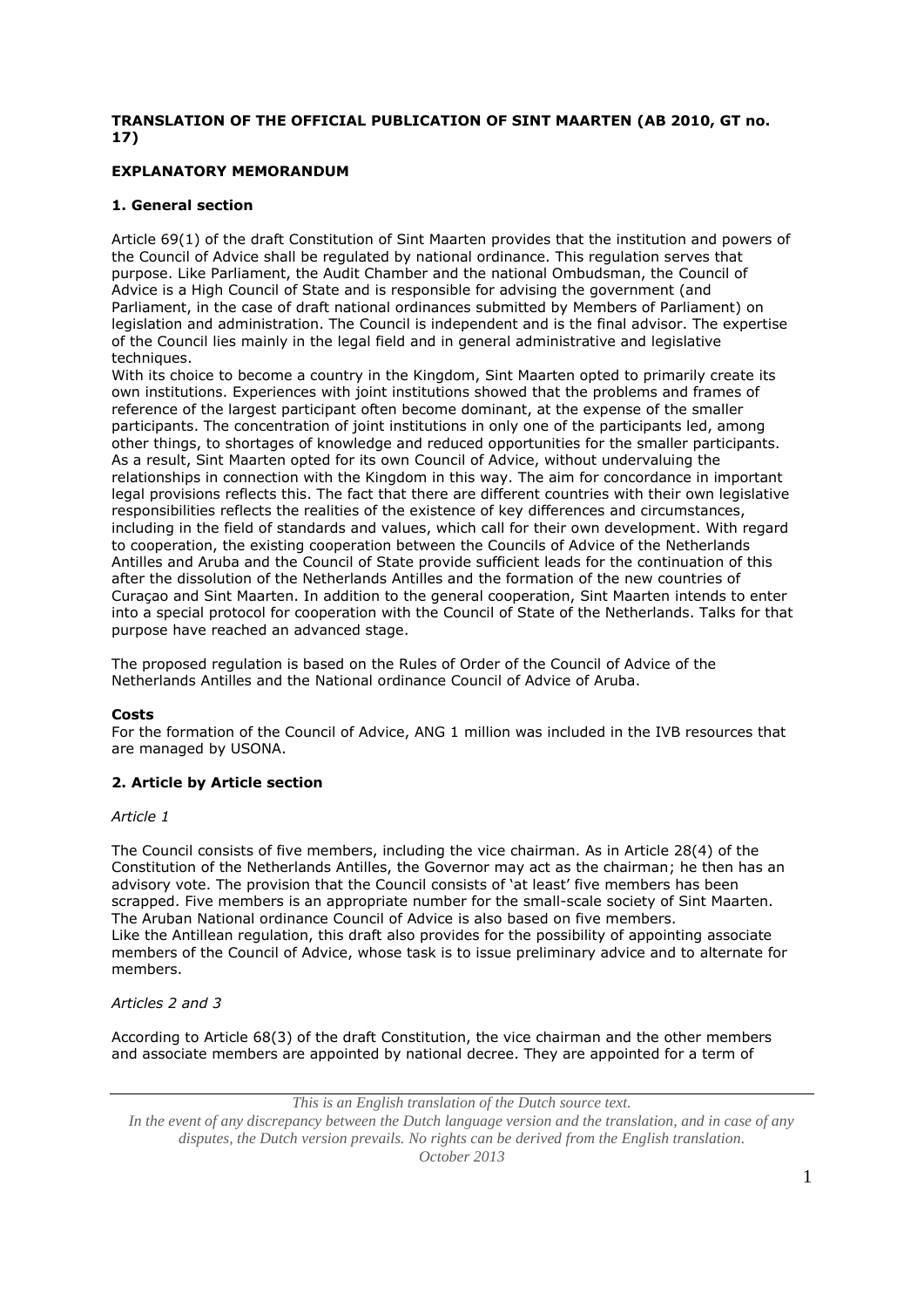**TRANSLATION OF THE OFFICIAL PUBLICATION OF SINT MAARTEN (AB 2010, GT no. 17)**

**EXPLANATORY MEMORANDUM**

**1. General section**

Article 69(1) of the draft Constitution of Sint Maarten provides that the institution and powers of the Council of Advice shall be regulated by national ordinance. This regulation serves that purpose. Like Parliament, the Audit Chamber and the national Ombudsman, the Council of Advice is a High Council of State and is responsible for advising the government (and Parliament, in the case of draft national ordinances submitted by Members of Parliament) on legislation and administration. The Council is independent and is the final advisor. The expertise of the Council lies mainly in the legal field and in general administrative and legislative techniques.

With its choice to become a country in the Kingdom, Sint Maarten opted to primarily create its own institutions. Experiences with joint institutions showed that the problems and frames of reference of the largest participant often become dominant, at the expense of the smaller participants. The concentration of joint institutions in only one of the participants led, among other things, to shortages of knowledge and reduced opportunities for the smaller participants. As a result, Sint Maarten opted for its own Council of Advice, without undervaluing the relationships in connection with the Kingdom in this way. The aim for concordance in important legal provisions reflects this. The fact that there are different countries with their own legislative responsibilities reflects the realities of the existence of key differences and circumstances, including in the field of standards and values, which call for their own development. With regard to cooperation, the existing cooperation between the Councils of Advice of the Netherlands Antilles and Aruba and the Council of State provide sufficient leads for the continuation of this after the dissolution of the Netherlands Antilles and the formation of the new countries of Curaçao and Sint Maarten. In addition to the general cooperation, Sint Maarten intends to enter into a special protocol for cooperation with the Council of State of the Netherlands. Talks for that purpose have reached an advanced stage.

The proposed regulation is based on the Rules of Order of the Council of Advice of the Netherlands Antilles and the National ordinance Council of Advice of Aruba.

**Costs**

For the formation of the Council of Advice, ANG 1 million was included in the IVB resources that are managed by USONA.

**2. Article by Article section**

*Article 1*

The Council consists of five members, including the vice chairman. As in Article 28(4) of the Constitution of the Netherlands Antilles, the Governor may act as the chairman; he then has an advisory vote. The provision that the Council consists of 'at least' five members has been scrapped. Five members is an appropriate number for the small-scale society of Sint Maarten. The Aruban National ordinance Council of Advice is also based on five members.

Like the Antillean regulation, this draft also provides for the possibility of appointing associate members of the Council of Advice, whose task is to issue preliminary advice and to alternate for members.

*Articles 2 and 3*

According to Article 68(3) of the draft Constitution, the vice chairman and the other members and associate members are appointed by national decree. They are appointed for a term of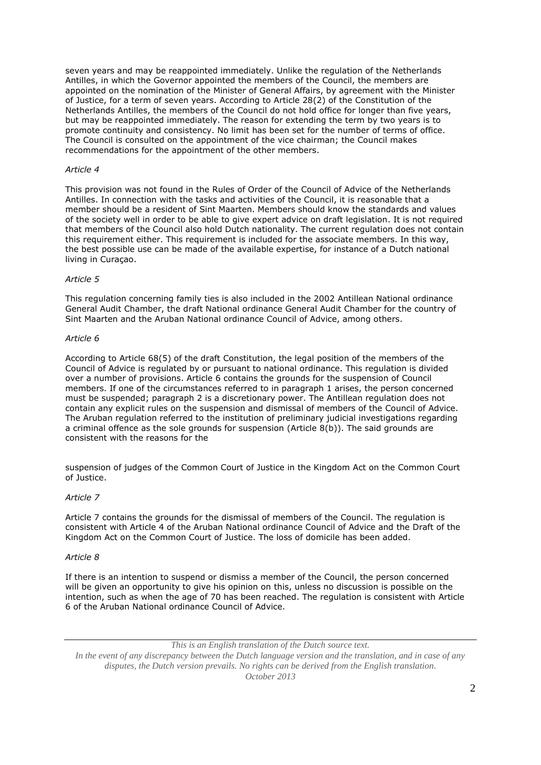seven years and may be reappointed immediately. Unlike the regulation of the Netherlands Antilles, in which the Governor appointed the members of the Council, the members are appointed on the nomination of the Minister of General Affairs, by agreement with the Minister of Justice, for a term of seven years. According to Article 28(2) of the Constitution of the Netherlands Antilles, the members of the Council do not hold office for longer than five years, but may be reappointed immediately. The reason for extending the term by two years is to promote continuity and consistency. No limit has been set for the number of terms of office. The Council is consulted on the appointment of the vice chairman; the Council makes recommendations for the appointment of the other members.

*Article 4*

This provision was not found in the Rules of Order of the Council of Advice of the Netherlands Antilles. In connection with the tasks and activities of the Council, it is reasonable that a member should be a resident of Sint Maarten. Members should know the standards and values of the society well in order to be able to give expert advice on draft legislation. It is not required that members of the Council also hold Dutch nationality. The current regulation does not contain this requirement either. This requirement is included for the associate members. In this way, the best possible use can be made of the available expertise, for instance of a Dutch national living in Curaçao.

*Article 5*

This regulation concerning family ties is also included in the 2002 Antillean National ordinance General Audit Chamber, the draft National ordinance General Audit Chamber for the country of Sint Maarten and the Aruban National ordinance Council of Advice, among others.

*Article 6*

According to Article 68(5) of the draft Constitution, the legal position of the members of the Council of Advice is regulated by or pursuant to national ordinance. This regulation is divided over a number of provisions. Article 6 contains the grounds for the suspension of Council members. If one of the circumstances referred to in paragraph 1 arises, the person concerned must be suspended; paragraph 2 is a discretionary power. The Antillean regulation does not contain any explicit rules on the suspension and dismissal of members of the Council of Advice. The Aruban regulation referred to the institution of preliminary judicial investigations regarding a criminal offence as the sole grounds for suspension (Article 8(b)). The said grounds are consistent with the reasons for the suspension of judges of the Common Court of Justice in the Kingdom Act on the Common Court of Justice.

*Article 7*

Article 7 contains the grounds for the dismissal of members of the Council. The regulation is consistent with Article 4 of the Aruban National ordinance Council of Advice and the Draft of the Kingdom Act on the Common Court of Justice. The loss of domicile has been added.

*Article 8*

If there is an intention to suspend or dismiss a member of the Council, the person concerned will be given an opportunity to give his opinion on this, unless no discussion is possible on the intention, such as when the age of 70 has been reached. The regulation is consistent with Article 6 of the Aruban National ordinance Council of Advice.

*This is an English translation of the Dutch source text.*
*In the event of any discrepancy between the Dutch language version and the translation, and in case of any disputes, the Dutch version prevails. No rights can be derived from the English translation.*
*October 2013*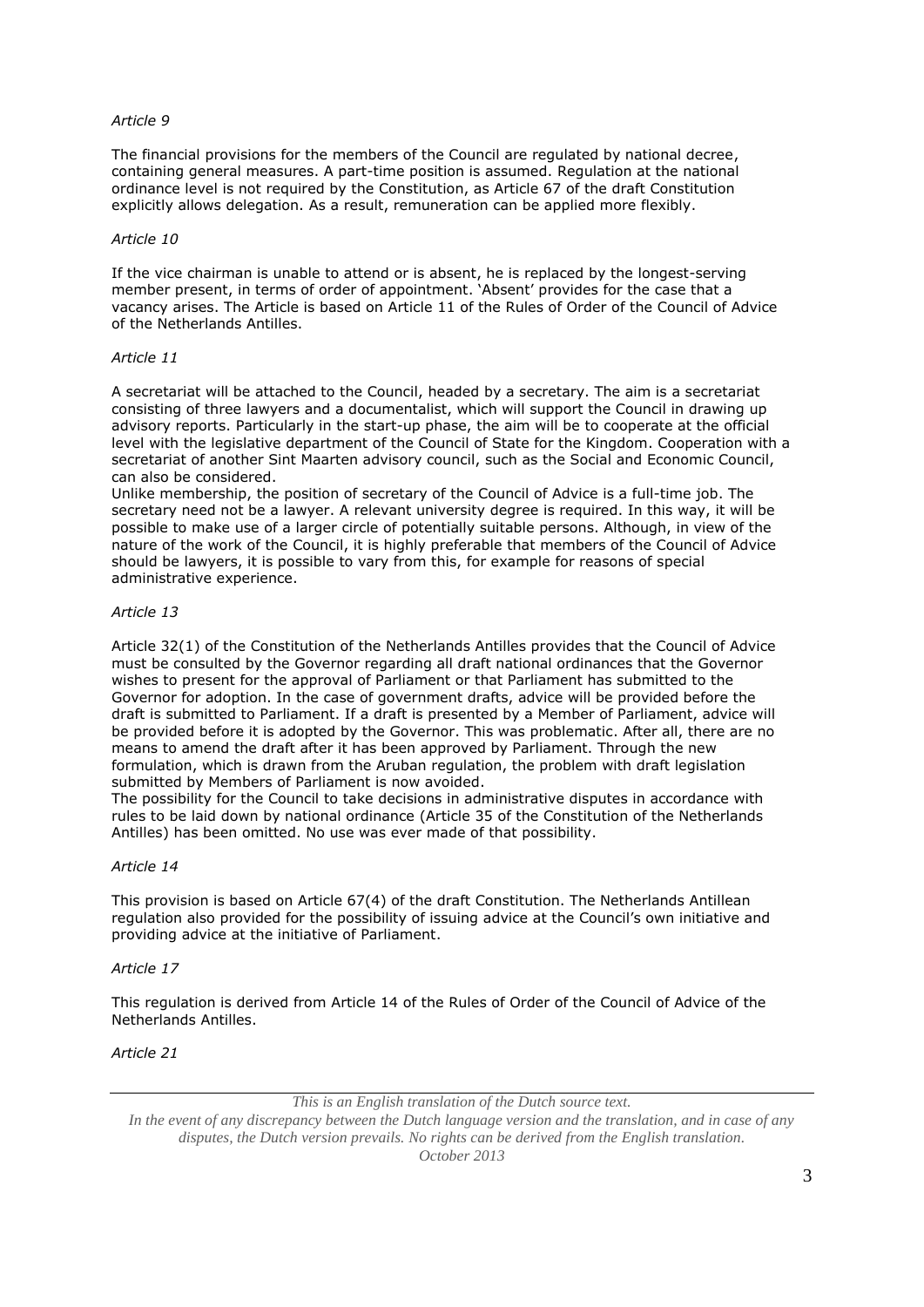*Article 9*

The financial provisions for the members of the Council are regulated by national decree, containing general measures. A part-time position is assumed. Regulation at the national ordinance level is not required by the Constitution, as Article 67 of the draft Constitution explicitly allows delegation. As a result, remuneration can be applied more flexibly.

*Article 10*

If the vice chairman is unable to attend or is absent, he is replaced by the longest-serving member present, in terms of order of appointment. 'Absent' provides for the case that a vacancy arises. The Article is based on Article 11 of the Rules of Order of the Council of Advice of the Netherlands Antilles.

*Article 11*

A secretariat will be attached to the Council, headed by a secretary. The aim is a secretariat consisting of three lawyers and a documentalist, which will support the Council in drawing up advisory reports. Particularly in the start-up phase, the aim will be to cooperate at the official level with the legislative department of the Council of State for the Kingdom. Cooperation with a secretariat of another Sint Maarten advisory council, such as the Social and Economic Council, can also be considered.
Unlike membership, the position of secretary of the Council of Advice is a full-time job. The secretary need not be a lawyer. A relevant university degree is required. In this way, it will be possible to make use of a larger circle of potentially suitable persons. Although, in view of the nature of the work of the Council, it is highly preferable that members of the Council of Advice should be lawyers, it is possible to vary from this, for example for reasons of special administrative experience.

*Article 13*

Article 32(1) of the Constitution of the Netherlands Antilles provides that the Council of Advice must be consulted by the Governor regarding all draft national ordinances that the Governor wishes to present for the approval of Parliament or that Parliament has submitted to the Governor for adoption. In the case of government drafts, advice will be provided before the draft is submitted to Parliament. If a draft is presented by a Member of Parliament, advice will be provided before it is adopted by the Governor. This was problematic. After all, there are no means to amend the draft after it has been approved by Parliament. Through the new formulation, which is drawn from the Aruban regulation, the problem with draft legislation submitted by Members of Parliament is now avoided.
The possibility for the Council to take decisions in administrative disputes in accordance with rules to be laid down by national ordinance (Article 35 of the Constitution of the Netherlands Antilles) has been omitted. No use was ever made of that possibility.

*Article 14*

This provision is based on Article 67(4) of the draft Constitution. The Netherlands Antillean regulation also provided for the possibility of issuing advice at the Council's own initiative and providing advice at the initiative of Parliament.

*Article 17*

This regulation is derived from Article 14 of the Rules of Order of the Council of Advice of the Netherlands Antilles.

*Article 21*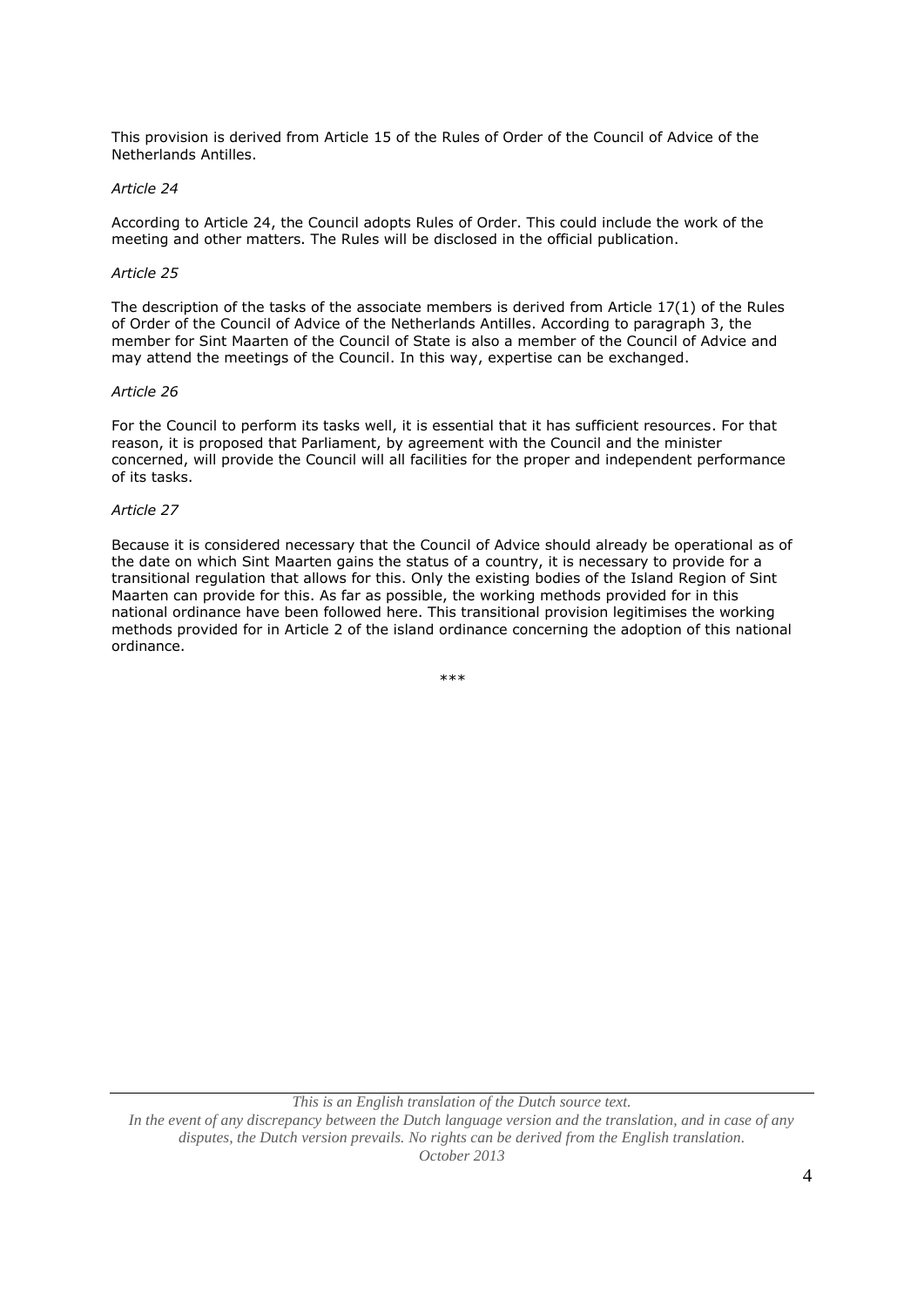This provision is derived from Article 15 of the Rules of Order of the Council of Advice of the Netherlands Antilles.

*Article 24*

According to Article 24, the Council adopts Rules of Order. This could include the work of the meeting and other matters. The Rules will be disclosed in the official publication.

*Article 25*

The description of the tasks of the associate members is derived from Article 17(1) of the Rules of Order of the Council of Advice of the Netherlands Antilles. According to paragraph 3, the member for Sint Maarten of the Council of State is also a member of the Council of Advice and may attend the meetings of the Council. In this way, expertise can be exchanged.

*Article 26*

For the Council to perform its tasks well, it is essential that it has sufficient resources. For that reason, it is proposed that Parliament, by agreement with the Council and the minister concerned, will provide the Council will all facilities for the proper and independent performance of its tasks.

*Article 27*

Because it is considered necessary that the Council of Advice should already be operational as of the date on which Sint Maarten gains the status of a country, it is necessary to provide for a transitional regulation that allows for this. Only the existing bodies of the Island Region of Sint Maarten can provide for this. As far as possible, the working methods provided for in this national ordinance have been followed here. This transitional provision legitimises the working methods provided for in Article 2 of the island ordinance concerning the adoption of this national ordinance.

\*\*\*

*This is an English translation of the Dutch source text.*
*In the event of any discrepancy between the Dutch language version and the translation, and in case of any disputes, the Dutch version prevails. No rights can be derived from the English translation.*
*October 2013*